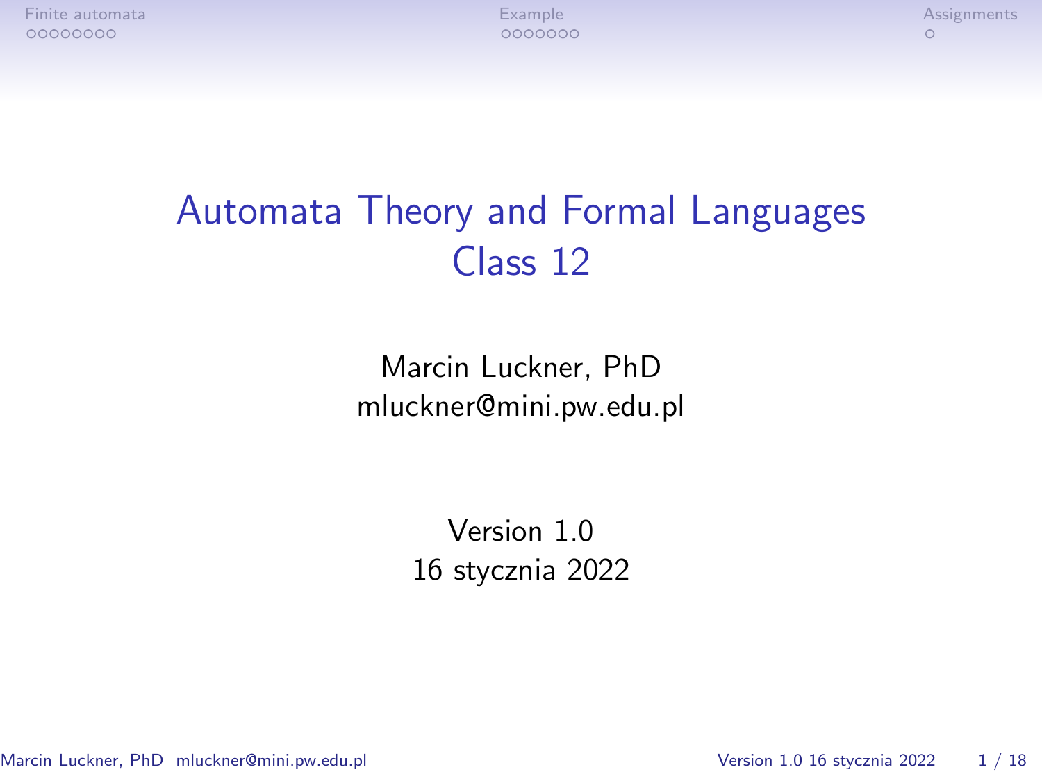# Automata Theory and Formal Languages
## Class 12

Marcin Luckner, PhD
mluckner@mini.pw.edu.pl

Version 1.0
16 stycznia 2022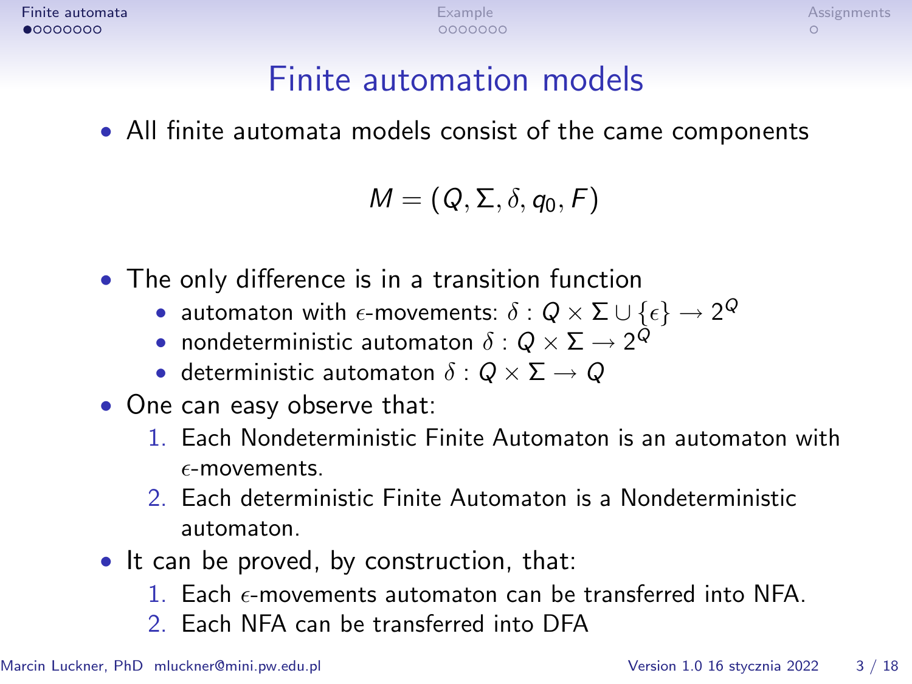# Finite automation models

- All finite automata models consist of the came components

$$M = (Q, \Sigma, \delta, q_0, F)$$

- The only difference is in a transition function
  - automaton with $\epsilon$-movements: $\delta : Q \times \Sigma \cup \{\epsilon\} \rightarrow 2^Q$
  - nondeterministic automaton $\delta : Q \times \Sigma \rightarrow 2^Q$
  - deterministic automaton $\delta : Q \times \Sigma \rightarrow Q$
- One can easy observe that:
  1. Each Nondeterministic Finite Automaton is an automaton with $\epsilon$-movements.
  2. Each deterministic Finite Automaton is a Nondeterministic automaton.
- It can be proved, by construction, that:
  1. Each $\epsilon$-movements automaton can be transferred into NFA.
  2. Each NFA can be transferred into DFA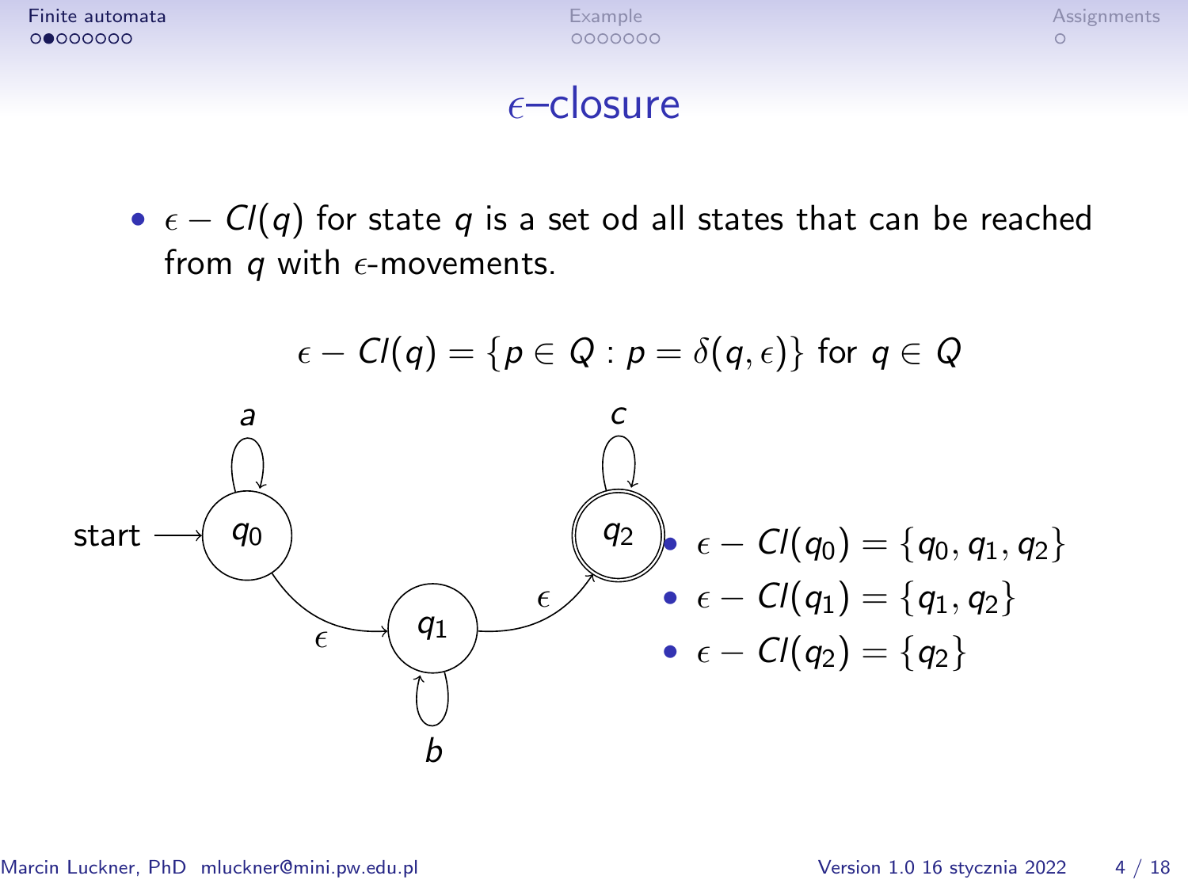# $\epsilon$–closure

- $\epsilon - Cl(q)$ for state $q$ is a set od all states that can be reached from $q$ with $\epsilon$-movements.

$$\epsilon - Cl(q) = \{p \in Q : p = \delta(q, \epsilon)\} \text{ for } q \in Q$$

- $\epsilon - Cl(q_0) = \{q_0, q_1, q_2\}$
- $\epsilon - Cl(q_1) = \{q_1, q_2\}$
- $\epsilon - Cl(q_2) = \{q_2\}$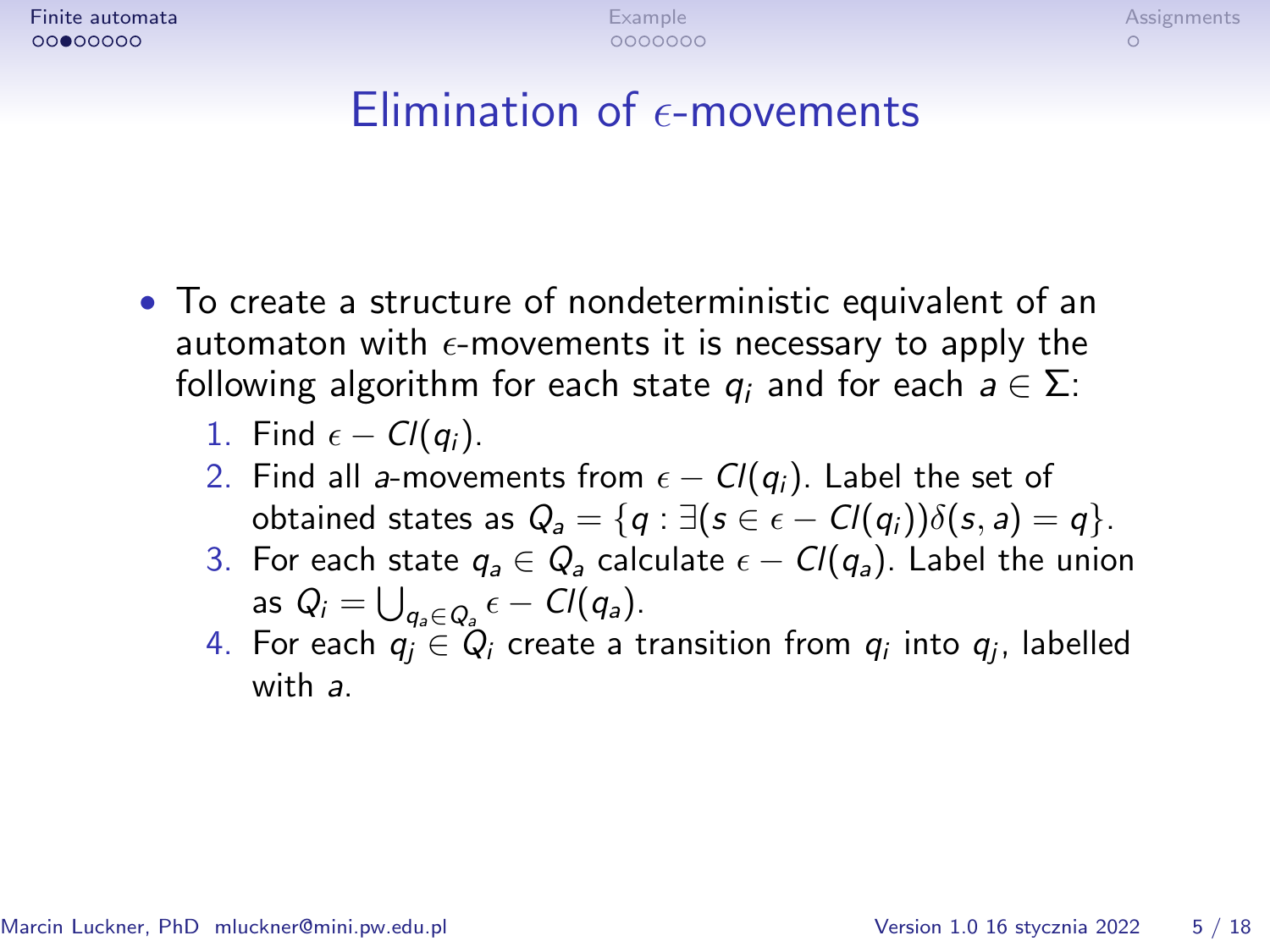# Elimination of $\epsilon$-movements

- To create a structure of nondeterministic equivalent of an automaton with $\epsilon$-movements it is necessary to apply the following algorithm for each state $q_i$ and for each $a \in \Sigma$:
  1. Find $\epsilon - Cl(q_i)$.
  2. Find all $a$-movements from $\epsilon - Cl(q_i)$. Label the set of obtained states as $Q_a = \{q : \exists(s \in \epsilon - Cl(q_i))\delta(s, a) = q\}$.
  3. For each state $q_a \in Q_a$ calculate $\epsilon - Cl(q_a)$. Label the union as $Q_i = \bigcup_{q_a \in Q_a} \epsilon - Cl(q_a)$.
  4. For each $q_j \in Q_i$ create a transition from $q_i$ into $q_j$, labelled with $a$.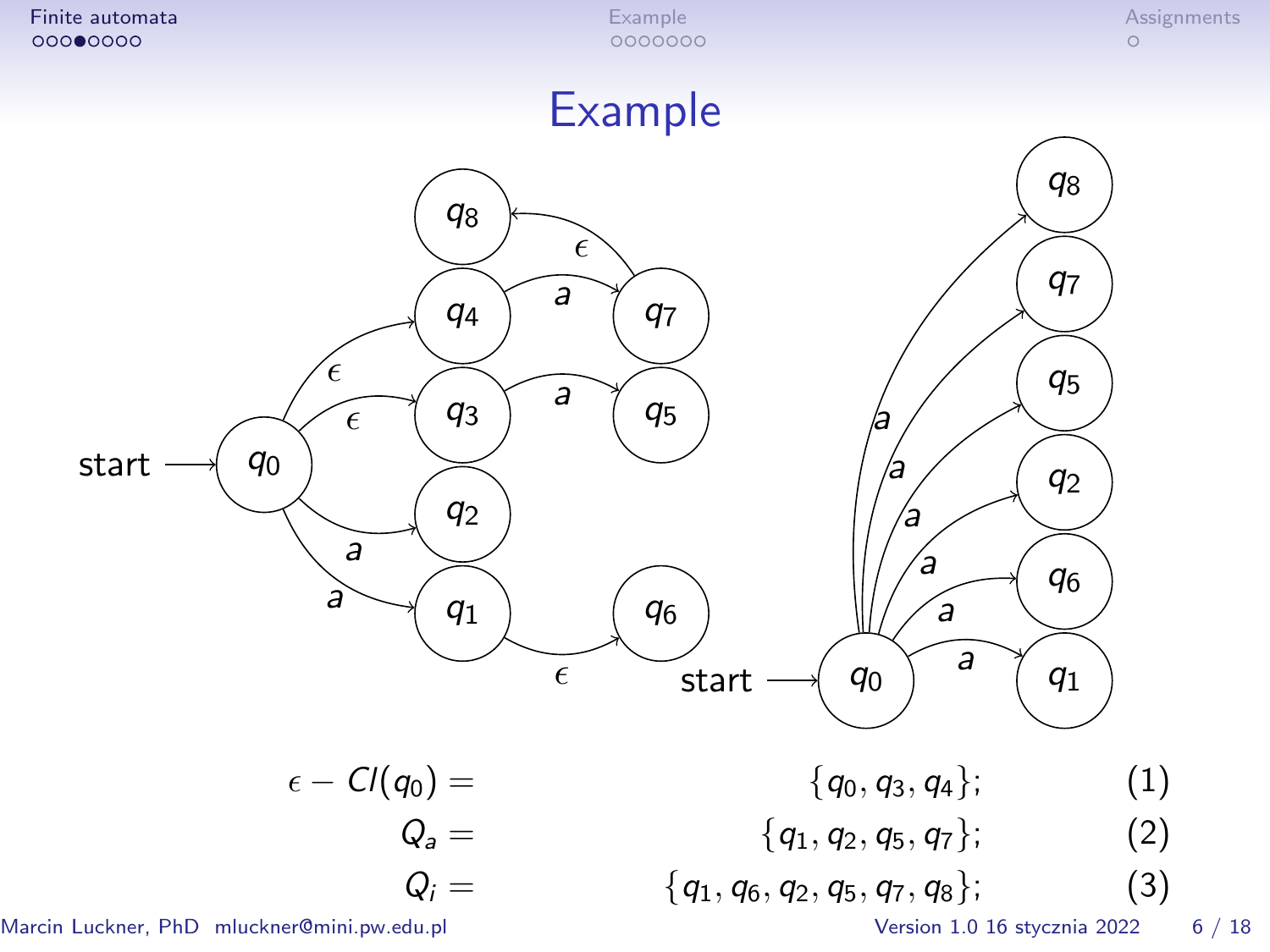# Example

$$\epsilon - Cl(q_0) = \{q_0, q_3, q_4\}; \quad (1)$$

$$Q_a = \{q_1, q_2, q_5, q_7\}; \quad (2)$$

$$Q_i = \{q_1, q_6, q_2, q_5, q_7, q_8\}; \quad (3)$$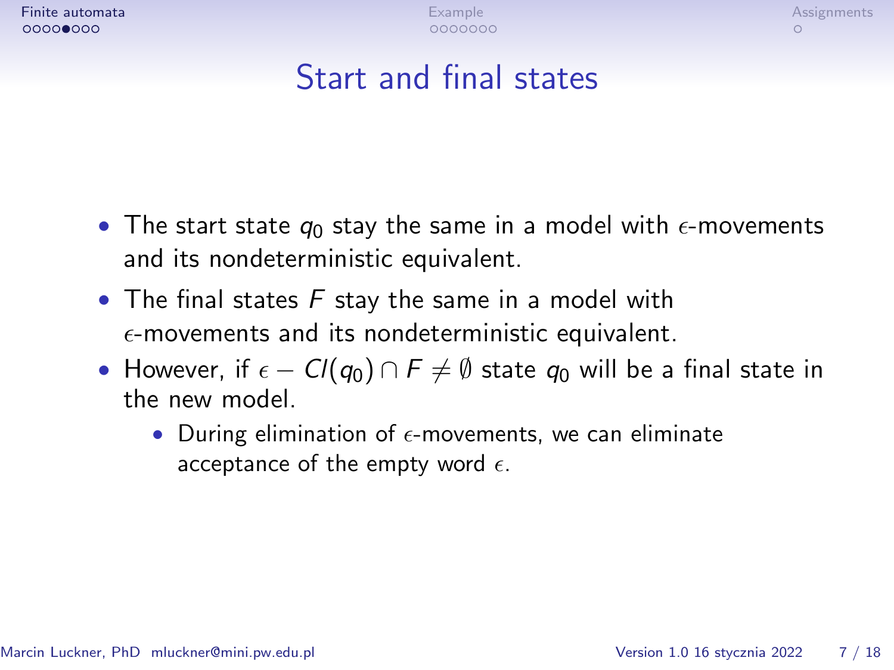# Start and final states

- The start state $q_0$ stay the same in a model with $\epsilon$-movements and its nondeterministic equivalent.
- The final states $F$ stay the same in a model with $\epsilon$-movements and its nondeterministic equivalent.
- However, if $\epsilon - Cl(q_0) \cap F \neq \emptyset$ state $q_0$ will be a final state in the new model.
    - During elimination of $\epsilon$-movements, we can eliminate acceptance of the empty word $\epsilon$.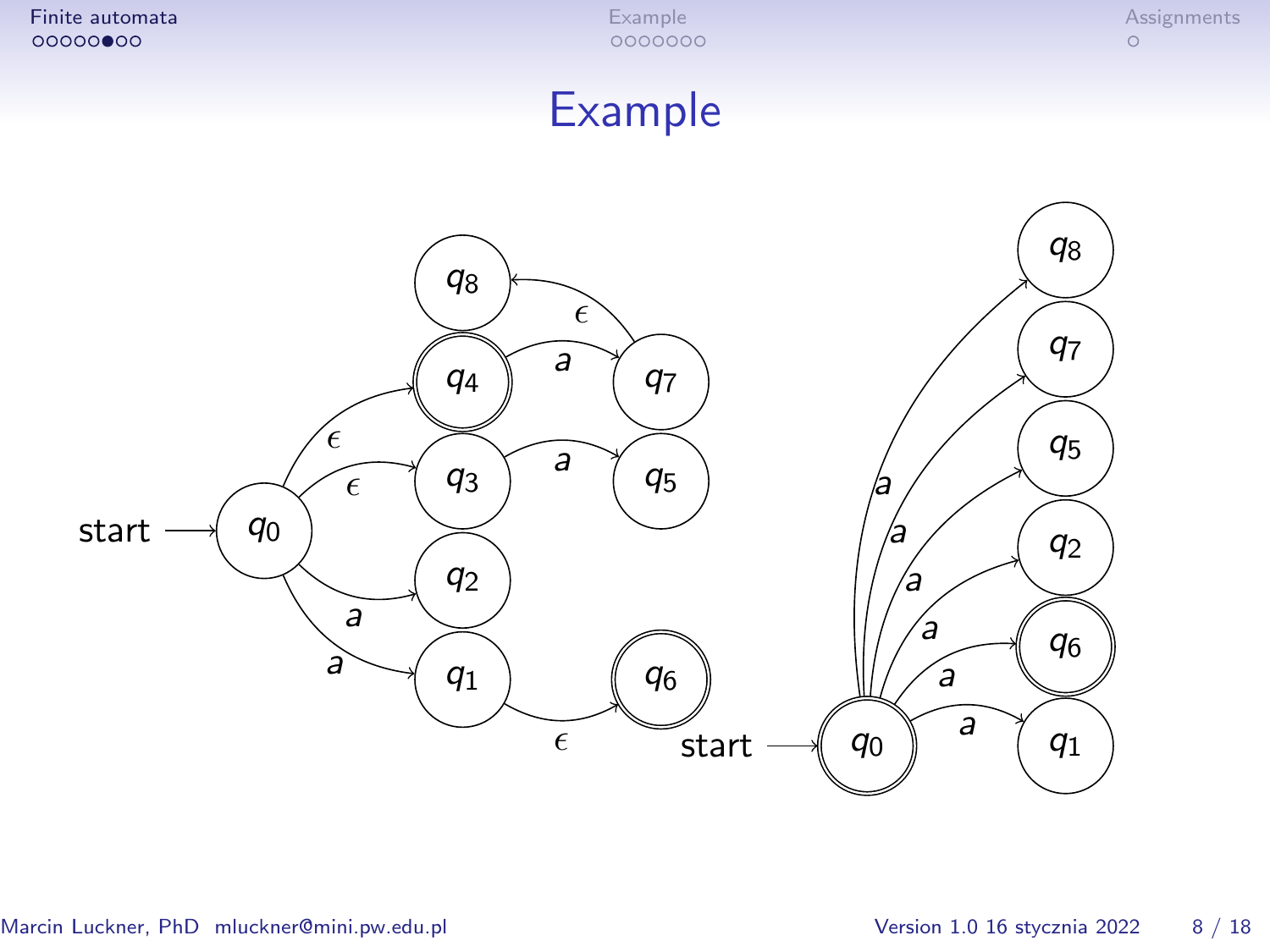# Example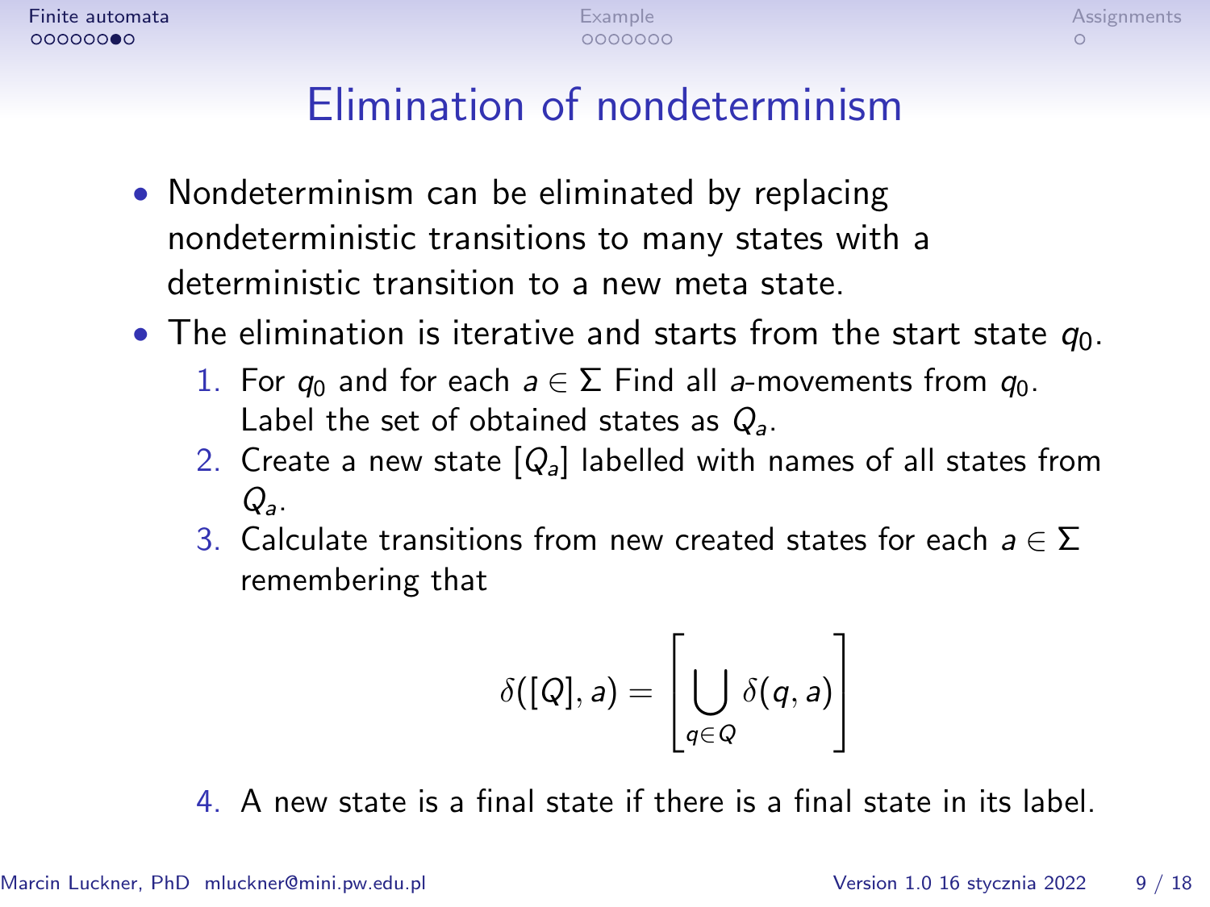# Elimination of nondeterminism

- Nondeterminism can be eliminated by replacing nondeterministic transitions to many states with a deterministic transition to a new meta state.
- The elimination is iterative and starts from the start state $q_0$.
  1. For $q_0$ and for each $a \in \Sigma$ Find all $a$-movements from $q_0$. Label the set of obtained states as $Q_a$.
  2. Create a new state $[Q_a]$ labelled with names of all states from $Q_a$.
  3. Calculate transitions from new created states for each $a \in \Sigma$ remembering that

$$\delta([Q], a) = \left[ \bigcup_{q \in Q} \delta(q, a) \right]$$

  4. A new state is a final state if there is a final state in its label.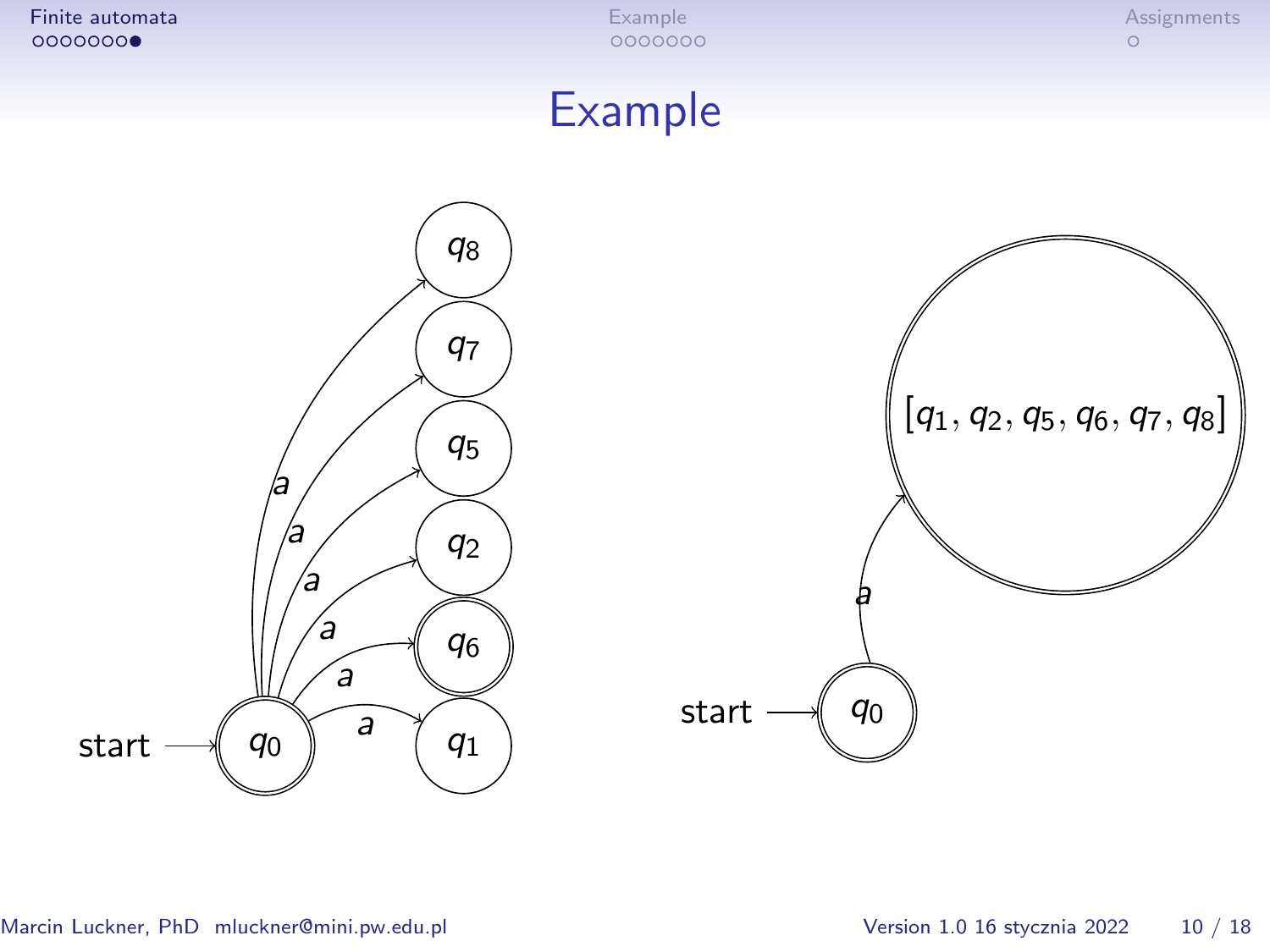# Example

start → $q_0$ (accepting)

$q_0 \xrightarrow{a} q_1$, $q_0 \xrightarrow{a} q_6$ (accepting), $q_0 \xrightarrow{a} q_2$, $q_0 \xrightarrow{a} q_5$, $q_0 \xrightarrow{a} q_7$, $q_0 \xrightarrow{a} q_8$

start → $q_0$ (accepting) $\xrightarrow{a}$ $[q_1, q_2, q_5, q_6, q_7, q_8]$ (accepting)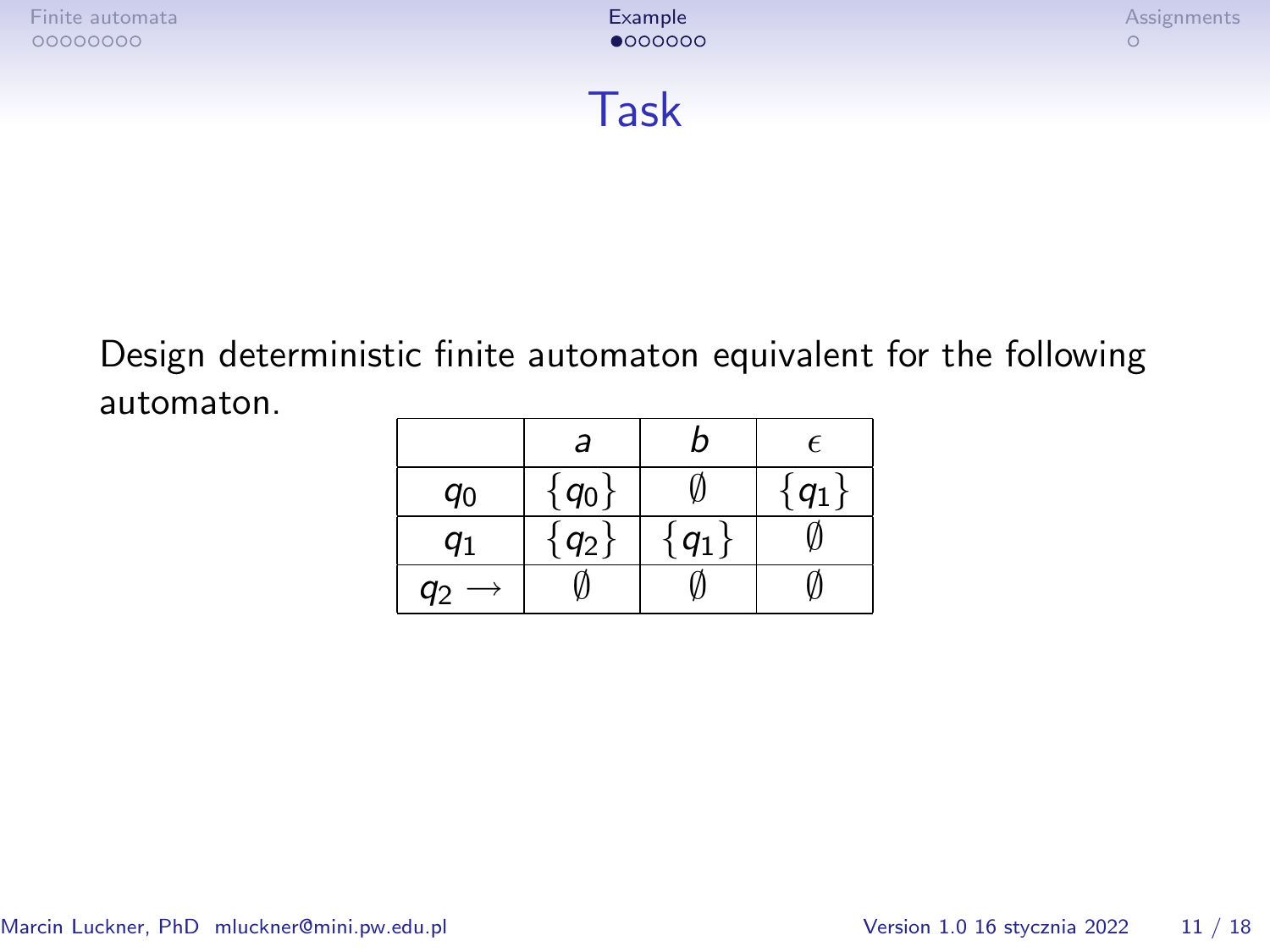# Task

Design deterministic finite automaton equivalent for the following automaton.

| | $a$ | $b$ | $\epsilon$ |
|---|---|---|---|
| $q_0$ | $\{q_0\}$ | $\emptyset$ | $\{q_1\}$ |
| $q_1$ | $\{q_2\}$ | $\{q_1\}$ | $\emptyset$ |
| $q_2 \longrightarrow$ | $\emptyset$ | $\emptyset$ | $\emptyset$ |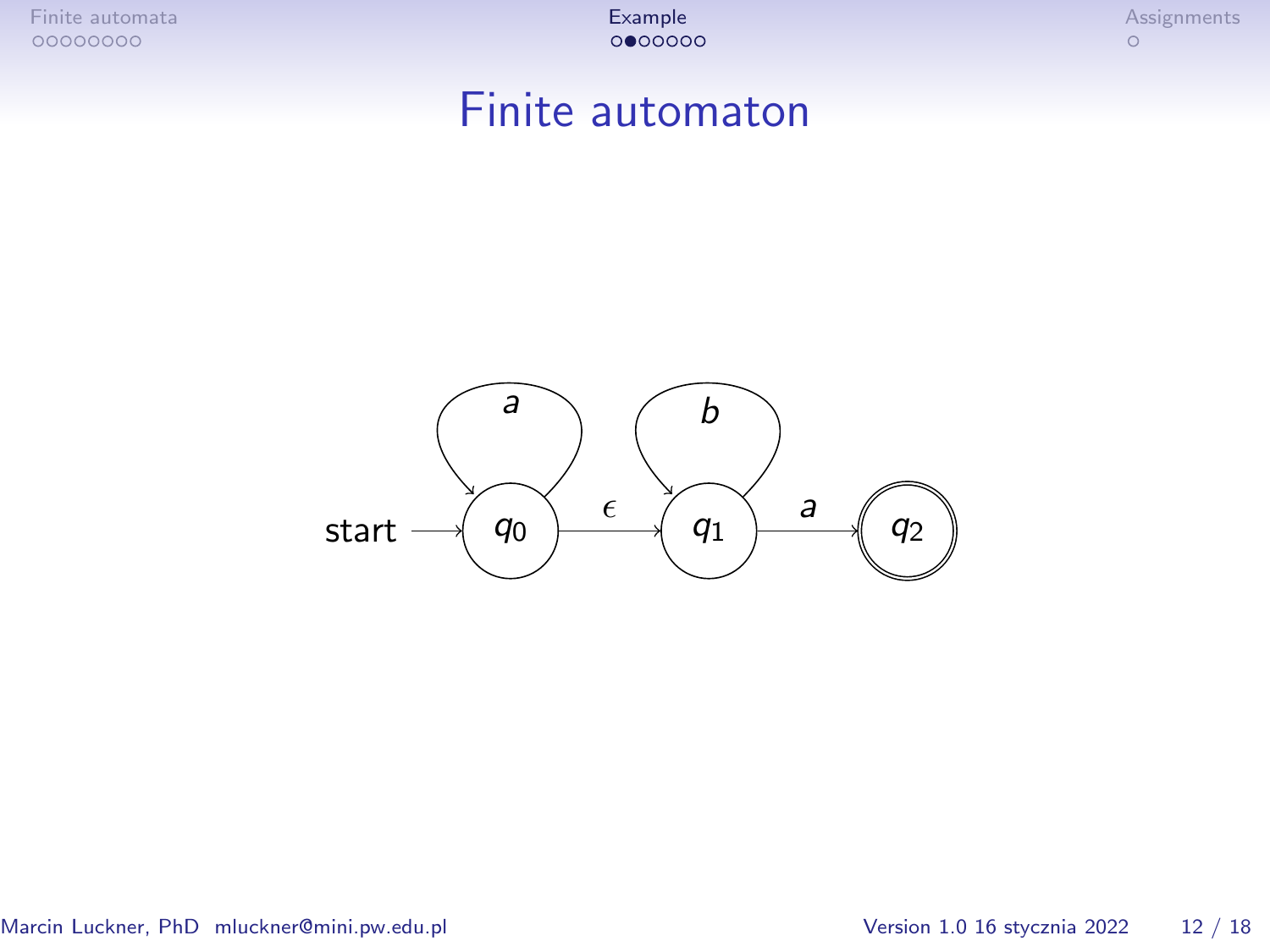# Finite automaton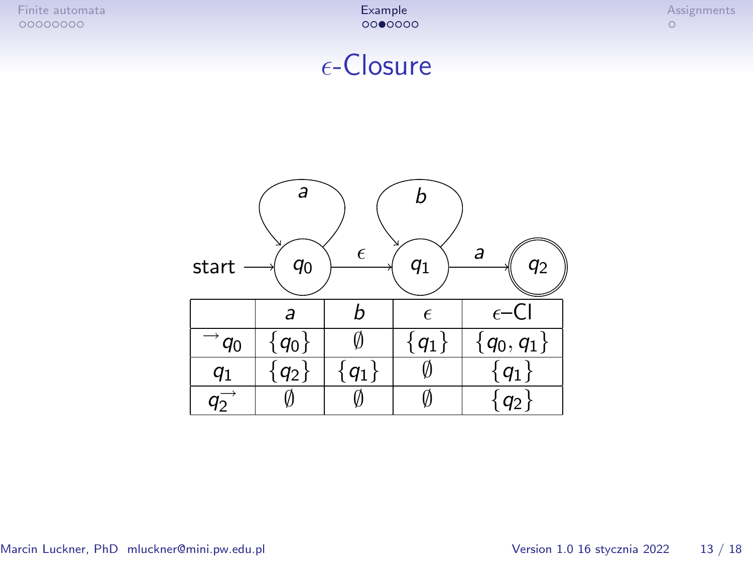# $\epsilon$-Closure

|  | $a$ | $b$ | $\epsilon$ | $\epsilon$–Cl |
|---|---|---|---|---|
| $\rightarrow q_0$ | $\{q_0\}$ | $\emptyset$ | $\{q_1\}$ | $\{q_0, q_1\}$ |
| $q_1$ | $\{q_2\}$ | $\{q_1\}$ | $\emptyset$ | $\{q_1\}$ |
| $q_2^{\rightarrow}$ | $\emptyset$ | $\emptyset$ | $\emptyset$ | $\{q_2\}$ |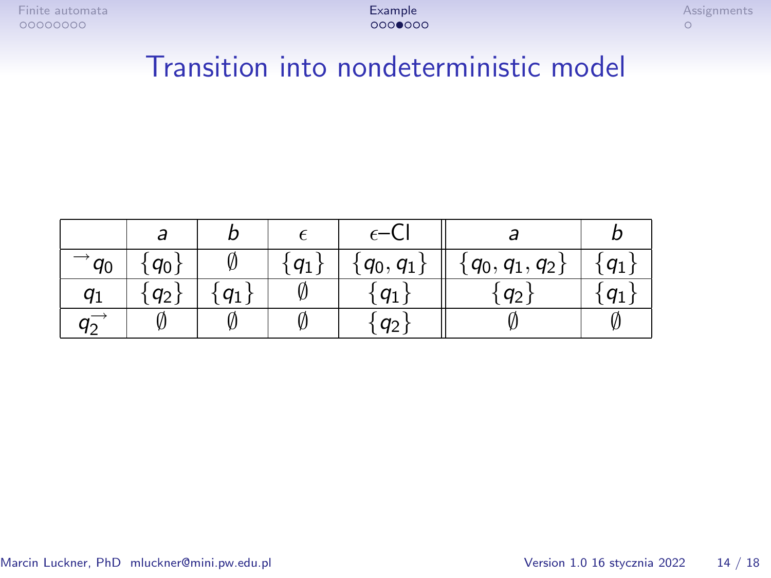# Transition into nondeterministic model

| | $a$ | $b$ | $\epsilon$ | $\epsilon$–Cl | $a$ | $b$ |
|---|---|---|---|---|---|---|
| $\rightarrow q_0$ | $\{q_0\}$ | $\emptyset$ | $\{q_1\}$ | $\{q_0, q_1\}$ | $\{q_0, q_1, q_2\}$ | $\{q_1\}$ |
| $q_1$ | $\{q_2\}$ | $\{q_1\}$ | $\emptyset$ | $\{q_1\}$ | $\{q_2\}$ | $\{q_1\}$ |
| $q_2^{\rightarrow}$ | $\emptyset$ | $\emptyset$ | $\emptyset$ | $\{q_2\}$ | $\emptyset$ | $\emptyset$ |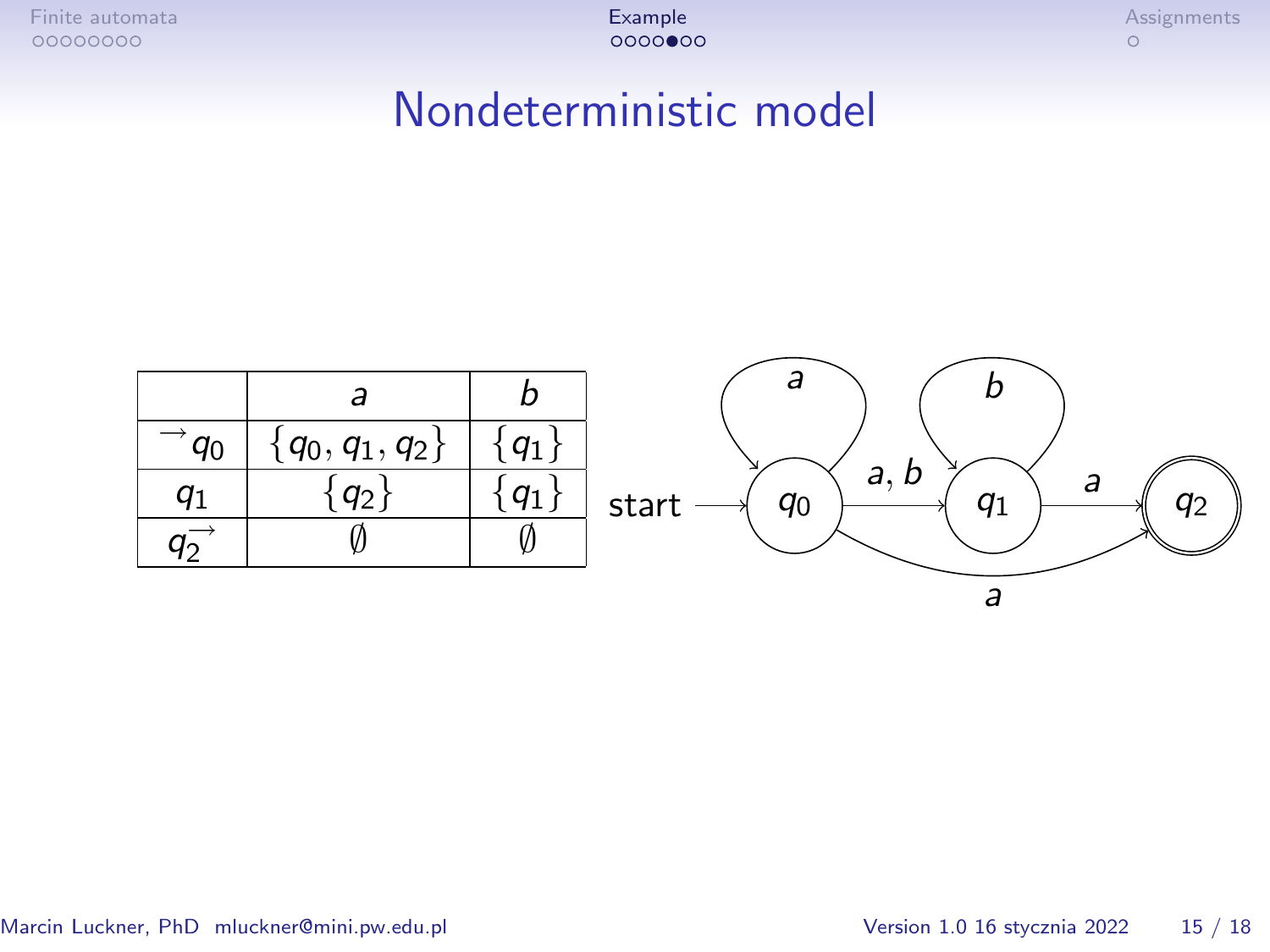# Nondeterministic model

|  | $a$ | $b$ |
|---|---|---|
| $\rightarrow q_0$ | $\{q_0, q_1, q_2\}$ | $\{q_1\}$ |
| $q_1$ | $\{q_2\}$ | $\{q_1\}$ |
| $q_2^{\rightarrow}$ | $\emptyset$ | $\emptyset$ |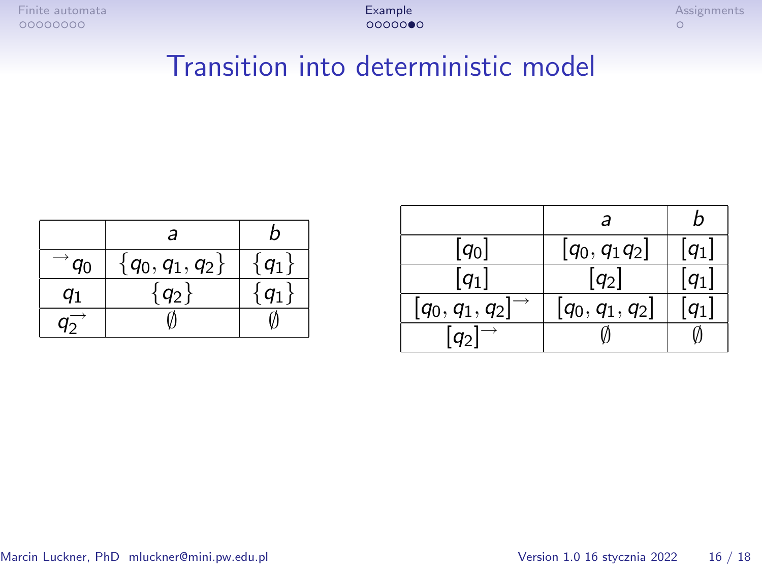# Transition into deterministic model

|  | $a$ | $b$ |
|---|---|---|
| $\rightarrow q_0$ | $\{q_0, q_1, q_2\}$ | $\{q_1\}$ |
| $q_1$ | $\{q_2\}$ | $\{q_1\}$ |
| $q_2^{\rightarrow}$ | $\emptyset$ | $\emptyset$ |

|  | $a$ | $b$ |
|---|---|---|
| $[q_0]$ | $[q_0, q_1 q_2]$ | $[q_1]$ |
| $[q_1]$ | $[q_2]$ | $[q_1]$ |
| $[q_0, q_1, q_2]^{\rightarrow}$ | $[q_0, q_1, q_2]$ | $[q_1]$ |
| $[q_2]^{\rightarrow}$ | $\emptyset$ | $\emptyset$ |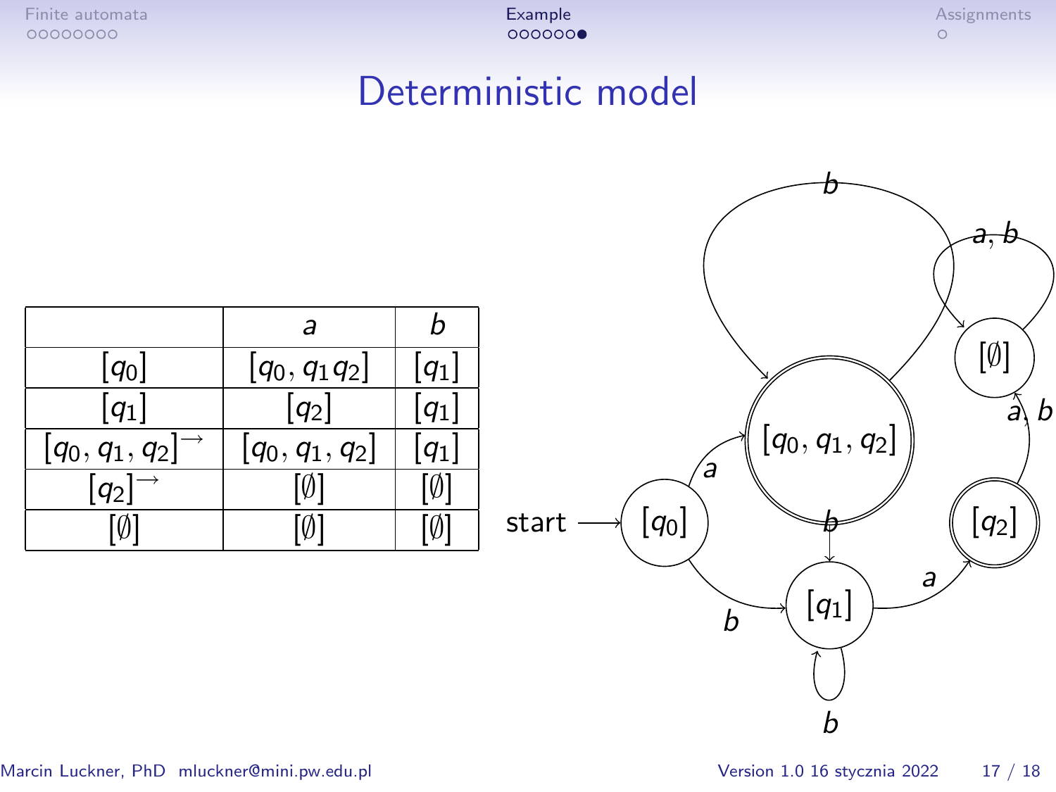# Deterministic model

| | $a$ | $b$ |
|---|---|---|
| $[q_0]$ | $[q_0, q_1 q_2]$ | $[q_1]$ |
| $[q_1]$ | $[q_2]$ | $[q_1]$ |
| $[q_0, q_1, q_2]^{\rightarrow}$ | $[q_0, q_1, q_2]$ | $[q_1]$ |
| $[q_2]^{\rightarrow}$ | $[\emptyset]$ | $[\emptyset]$ |
| $[\emptyset]$ | $[\emptyset]$ | $[\emptyset]$ |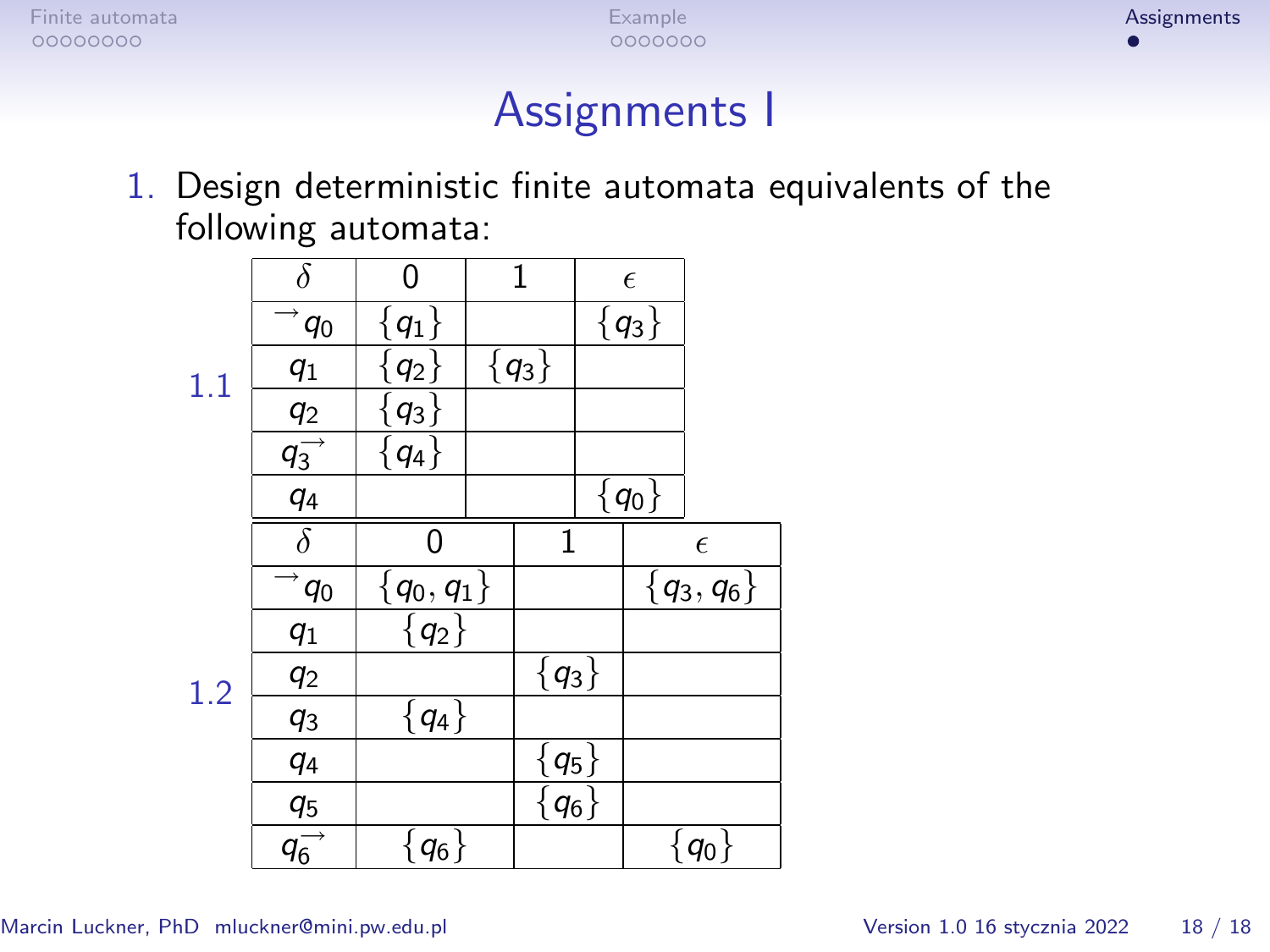# Assignments I

1. Design deterministic finite automata equivalents of the following automata:

1.1

| $\delta$ | 0 | 1 | $\epsilon$ |
|---|---|---|---|
| $\rightarrow q_0$ | $\{q_1\}$ | | $\{q_3\}$ |
| $q_1$ | $\{q_2\}$ | $\{q_3\}$ | |
| $q_2$ | $\{q_3\}$ | | |
| $q_3^{\rightarrow}$ | $\{q_4\}$ | | |
| $q_4$ | | | $\{q_0\}$ |

1.2

| $\delta$ | 0 | 1 | $\epsilon$ |
|---|---|---|---|
| $\rightarrow q_0$ | $\{q_0, q_1\}$ | | $\{q_3, q_6\}$ |
| $q_1$ | $\{q_2\}$ | | |
| $q_2$ | | $\{q_3\}$ | |
| $q_3$ | $\{q_4\}$ | | |
| $q_4$ | | $\{q_5\}$ | |
| $q_5$ | | $\{q_6\}$ | |
| $q_6^{\rightarrow}$ | $\{q_6\}$ | | $\{q_0\}$ |